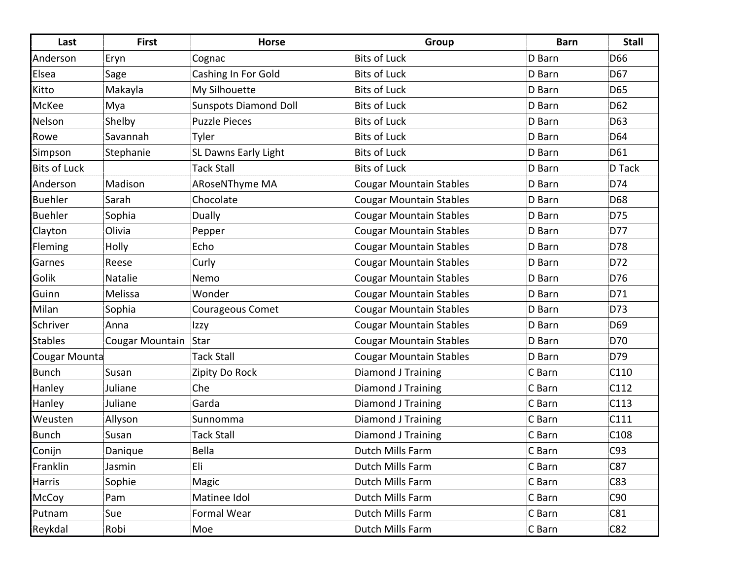| Last | First | Horse | Group | Barn | Stall |
|---|---|---|---|---|---|
| Anderson | Eryn | Cognac | Bits of Luck | D Barn | D66 |
| Elsea | Sage | Cashing In For Gold | Bits of Luck | D Barn | D67 |
| Kitto | Makayla | My Silhouette | Bits of Luck | D Barn | D65 |
| McKee | Mya | Sunspots Diamond Doll | Bits of Luck | D Barn | D62 |
| Nelson | Shelby | Puzzle Pieces | Bits of Luck | D Barn | D63 |
| Rowe | Savannah | Tyler | Bits of Luck | D Barn | D64 |
| Simpson | Stephanie | SL Dawns Early Light | Bits of Luck | D Barn | D61 |
| Bits of Luck | | Tack Stall | Bits of Luck | D Barn | D Tack |
| Anderson | Madison | ARoseNThyme MA | Cougar Mountain Stables | D Barn | D74 |
| Buehler | Sarah | Chocolate | Cougar Mountain Stables | D Barn | D68 |
| Buehler | Sophia | Dually | Cougar Mountain Stables | D Barn | D75 |
| Clayton | Olivia | Pepper | Cougar Mountain Stables | D Barn | D77 |
| Fleming | Holly | Echo | Cougar Mountain Stables | D Barn | D78 |
| Garnes | Reese | Curly | Cougar Mountain Stables | D Barn | D72 |
| Golik | Natalie | Nemo | Cougar Mountain Stables | D Barn | D76 |
| Guinn | Melissa | Wonder | Cougar Mountain Stables | D Barn | D71 |
| Milan | Sophia | Courageous Comet | Cougar Mountain Stables | D Barn | D73 |
| Schriver | Anna | Izzy | Cougar Mountain Stables | D Barn | D69 |
| Stables | Cougar Mountain | Star | Cougar Mountain Stables | D Barn | D70 |
| Cougar Mounta | | Tack Stall | Cougar Mountain Stables | D Barn | D79 |
| Bunch | Susan | Zipity Do Rock | Diamond J Training | C Barn | C110 |
| Hanley | Juliane | Che | Diamond J Training | C Barn | C112 |
| Hanley | Juliane | Garda | Diamond J Training | C Barn | C113 |
| Weusten | Allyson | Sunnomma | Diamond J Training | C Barn | C111 |
| Bunch | Susan | Tack Stall | Diamond J Training | C Barn | C108 |
| Conijn | Danique | Bella | Dutch Mills Farm | C Barn | C93 |
| Franklin | Jasmin | Eli | Dutch Mills Farm | C Barn | C87 |
| Harris | Sophie | Magic | Dutch Mills Farm | C Barn | C83 |
| McCoy | Pam | Matinee Idol | Dutch Mills Farm | C Barn | C90 |
| Putnam | Sue | Formal Wear | Dutch Mills Farm | C Barn | C81 |
| Reykdal | Robi | Moe | Dutch Mills Farm | C Barn | C82 |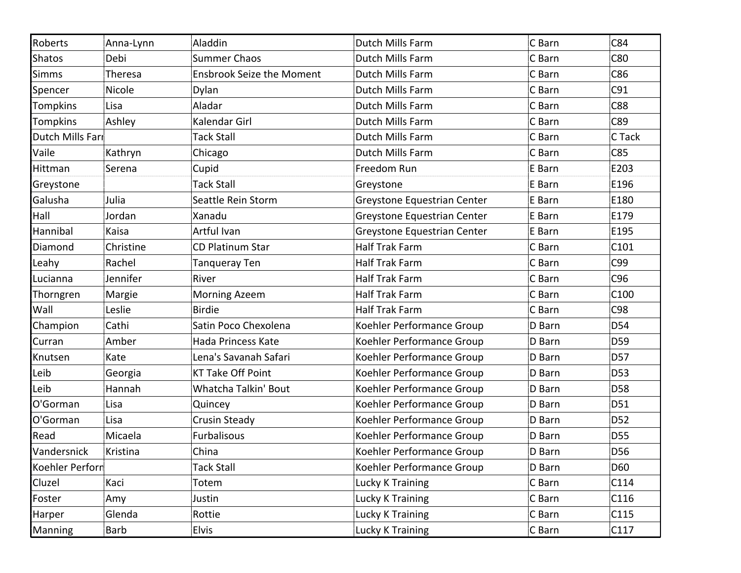| Roberts | Anna-Lynn | Aladdin | Dutch Mills Farm | C Barn | C84 |
|---|---|---|---|---|---|
| Shatos | Debi | Summer Chaos | Dutch Mills Farm | C Barn | C80 |
| Simms | Theresa | Ensbrook Seize the Moment | Dutch Mills Farm | C Barn | C86 |
| Spencer | Nicole | Dylan | Dutch Mills Farm | C Barn | C91 |
| Tompkins | Lisa | Aladar | Dutch Mills Farm | C Barn | C88 |
| Tompkins | Ashley | Kalendar Girl | Dutch Mills Farm | C Barn | C89 |
| Dutch Mills Farı | | Tack Stall | Dutch Mills Farm | C Barn | C Tack |
| Vaile | Kathryn | Chicago | Dutch Mills Farm | C Barn | C85 |
| Hittman | Serena | Cupid | Freedom Run | E Barn | E203 |
| Greystone | | Tack Stall | Greystone | E Barn | E196 |
| Galusha | Julia | Seattle Rein Storm | Greystone Equestrian Center | E Barn | E180 |
| Hall | Jordan | Xanadu | Greystone Equestrian Center | E Barn | E179 |
| Hannibal | Kaisa | Artful Ivan | Greystone Equestrian Center | E Barn | E195 |
| Diamond | Christine | CD Platinum Star | Half Trak Farm | C Barn | C101 |
| Leahy | Rachel | Tanqueray Ten | Half Trak Farm | C Barn | C99 |
| Lucianna | Jennifer | River | Half Trak Farm | C Barn | C96 |
| Thorngren | Margie | Morning Azeem | Half Trak Farm | C Barn | C100 |
| Wall | Leslie | Birdie | Half Trak Farm | C Barn | C98 |
| Champion | Cathi | Satin Poco Chexolena | Koehler Performance Group | D Barn | D54 |
| Curran | Amber | Hada Princess Kate | Koehler Performance Group | D Barn | D59 |
| Knutsen | Kate | Lena's Savanah Safari | Koehler Performance Group | D Barn | D57 |
| Leib | Georgia | KT Take Off Point | Koehler Performance Group | D Barn | D53 |
| Leib | Hannah | Whatcha Talkin' Bout | Koehler Performance Group | D Barn | D58 |
| O'Gorman | Lisa | Quincey | Koehler Performance Group | D Barn | D51 |
| O'Gorman | Lisa | Crusin Steady | Koehler Performance Group | D Barn | D52 |
| Read | Micaela | Furbalisous | Koehler Performance Group | D Barn | D55 |
| Vandersnick | Kristina | China | Koehler Performance Group | D Barn | D56 |
| Koehler Perforn | | Tack Stall | Koehler Performance Group | D Barn | D60 |
| Cluzel | Kaci | Totem | Lucky K Training | C Barn | C114 |
| Foster | Amy | Justin | Lucky K Training | C Barn | C116 |
| Harper | Glenda | Rottie | Lucky K Training | C Barn | C115 |
| Manning | Barb | Elvis | Lucky K Training | C Barn | C117 |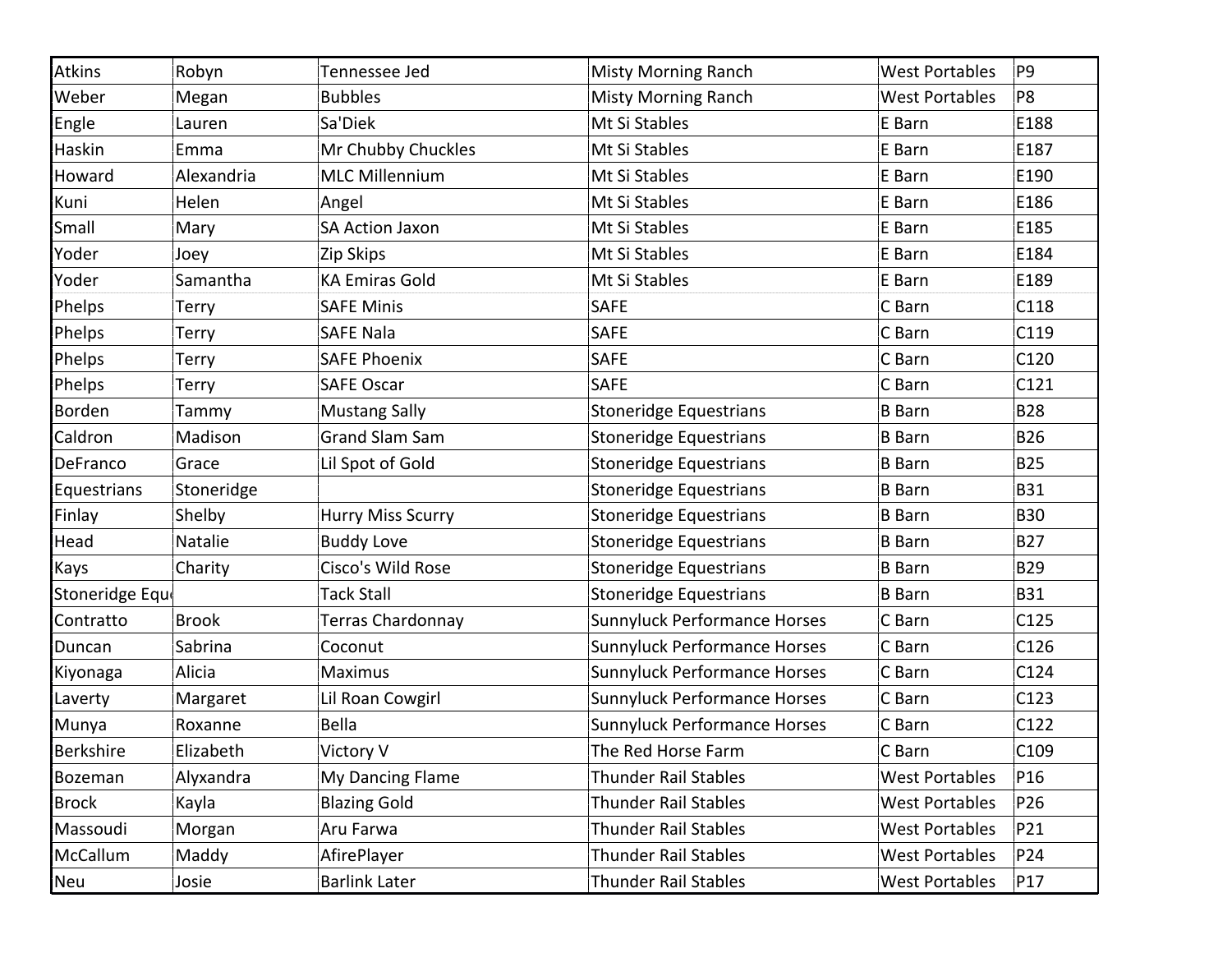| Atkins | Robyn | Tennessee Jed | Misty Morning Ranch | West Portables | P9 |
|---|---|---|---|---|---|
| Weber | Megan | Bubbles | Misty Morning Ranch | West Portables | P8 |
| Engle | Lauren | Sa'Diek | Mt Si Stables | E Barn | E188 |
| Haskin | Emma | Mr Chubby Chuckles | Mt Si Stables | E Barn | E187 |
| Howard | Alexandria | MLC Millennium | Mt Si Stables | E Barn | E190 |
| Kuni | Helen | Angel | Mt Si Stables | E Barn | E186 |
| Small | Mary | SA Action Jaxon | Mt Si Stables | E Barn | E185 |
| Yoder | Joey | Zip Skips | Mt Si Stables | E Barn | E184 |
| Yoder | Samantha | KA Emiras Gold | Mt Si Stables | E Barn | E189 |
| Phelps | Terry | SAFE Minis | SAFE | C Barn | C118 |
| Phelps | Terry | SAFE Nala | SAFE | C Barn | C119 |
| Phelps | Terry | SAFE Phoenix | SAFE | C Barn | C120 |
| Phelps | Terry | SAFE Oscar | SAFE | C Barn | C121 |
| Borden | Tammy | Mustang Sally | Stoneridge Equestrians | B Barn | B28 |
| Caldron | Madison | Grand Slam Sam | Stoneridge Equestrians | B Barn | B26 |
| DeFranco | Grace | Lil Spot of Gold | Stoneridge Equestrians | B Barn | B25 |
| Equestrians | Stoneridge | | Stoneridge Equestrians | B Barn | B31 |
| Finlay | Shelby | Hurry Miss Scurry | Stoneridge Equestrians | B Barn | B30 |
| Head | Natalie | Buddy Love | Stoneridge Equestrians | B Barn | B27 |
| Kays | Charity | Cisco's Wild Rose | Stoneridge Equestrians | B Barn | B29 |
| Stoneridge Equ | | Tack Stall | Stoneridge Equestrians | B Barn | B31 |
| Contratto | Brook | Terras Chardonnay | Sunnyluck Performance Horses | C Barn | C125 |
| Duncan | Sabrina | Coconut | Sunnyluck Performance Horses | C Barn | C126 |
| Kiyonaga | Alicia | Maximus | Sunnyluck Performance Horses | C Barn | C124 |
| Laverty | Margaret | Lil Roan Cowgirl | Sunnyluck Performance Horses | C Barn | C123 |
| Munya | Roxanne | Bella | Sunnyluck Performance Horses | C Barn | C122 |
| Berkshire | Elizabeth | Victory V | The Red Horse Farm | C Barn | C109 |
| Bozeman | Alyxandra | My Dancing Flame | Thunder Rail Stables | West Portables | P16 |
| Brock | Kayla | Blazing Gold | Thunder Rail Stables | West Portables | P26 |
| Massoudi | Morgan | Aru Farwa | Thunder Rail Stables | West Portables | P21 |
| McCallum | Maddy | AfirePlayer | Thunder Rail Stables | West Portables | P24 |
| Neu | Josie | Barlink Later | Thunder Rail Stables | West Portables | P17 |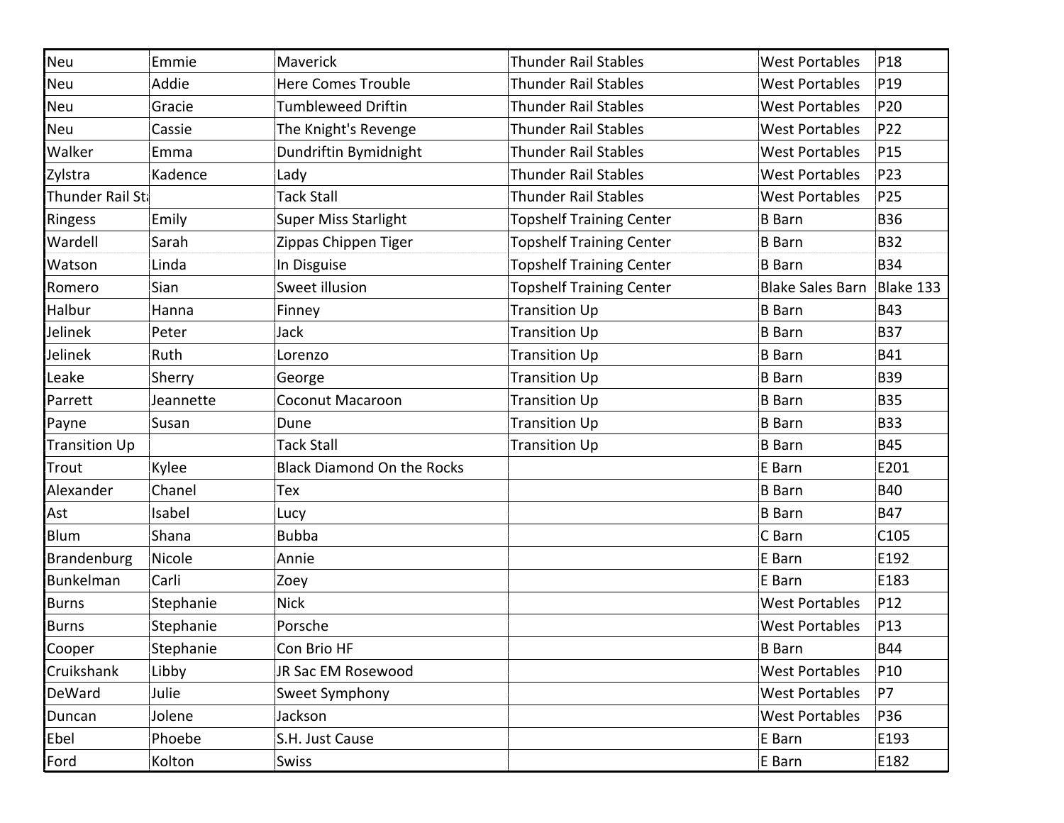| Neu | Emmie | Maverick | Thunder Rail Stables | West Portables | P18 |
|---|---|---|---|---|---|
| Neu | Addie | Here Comes Trouble | Thunder Rail Stables | West Portables | P19 |
| Neu | Gracie | Tumbleweed Driftin | Thunder Rail Stables | West Portables | P20 |
| Neu | Cassie | The Knight's Revenge | Thunder Rail Stables | West Portables | P22 |
| Walker | Emma | Dundriftin Bymidnight | Thunder Rail Stables | West Portables | P15 |
| Zylstra | Kadence | Lady | Thunder Rail Stables | West Portables | P23 |
| Thunder Rail St |  | Tack Stall | Thunder Rail Stables | West Portables | P25 |
| Ringess | Emily | Super Miss Starlight | Topshelf Training Center | B Barn | B36 |
| Wardell | Sarah | Zippas Chippen Tiger | Topshelf Training Center | B Barn | B32 |
| Watson | Linda | In Disguise | Topshelf Training Center | B Barn | B34 |
| Romero | Sian | Sweet illusion | Topshelf Training Center | Blake Sales Barn | Blake 133 |
| Halbur | Hanna | Finney | Transition Up | B Barn | B43 |
| Jelinek | Peter | Jack | Transition Up | B Barn | B37 |
| Jelinek | Ruth | Lorenzo | Transition Up | B Barn | B41 |
| Leake | Sherry | George | Transition Up | B Barn | B39 |
| Parrett | Jeannette | Coconut Macaroon | Transition Up | B Barn | B35 |
| Payne | Susan | Dune | Transition Up | B Barn | B33 |
| Transition Up |  | Tack Stall | Transition Up | B Barn | B45 |
| Trout | Kylee | Black Diamond On the Rocks |  | E Barn | E201 |
| Alexander | Chanel | Tex |  | B Barn | B40 |
| Ast | Isabel | Lucy |  | B Barn | B47 |
| Blum | Shana | Bubba |  | C Barn | C105 |
| Brandenburg | Nicole | Annie |  | E Barn | E192 |
| Bunkelman | Carli | Zoey |  | E Barn | E183 |
| Burns | Stephanie | Nick |  | West Portables | P12 |
| Burns | Stephanie | Porsche |  | West Portables | P13 |
| Cooper | Stephanie | Con Brio HF |  | B Barn | B44 |
| Cruikshank | Libby | JR Sac EM Rosewood |  | West Portables | P10 |
| DeWard | Julie | Sweet Symphony |  | West Portables | P7 |
| Duncan | Jolene | Jackson |  | West Portables | P36 |
| Ebel | Phoebe | S.H. Just Cause |  | E Barn | E193 |
| Ford | Kolton | Swiss |  | E Barn | E182 |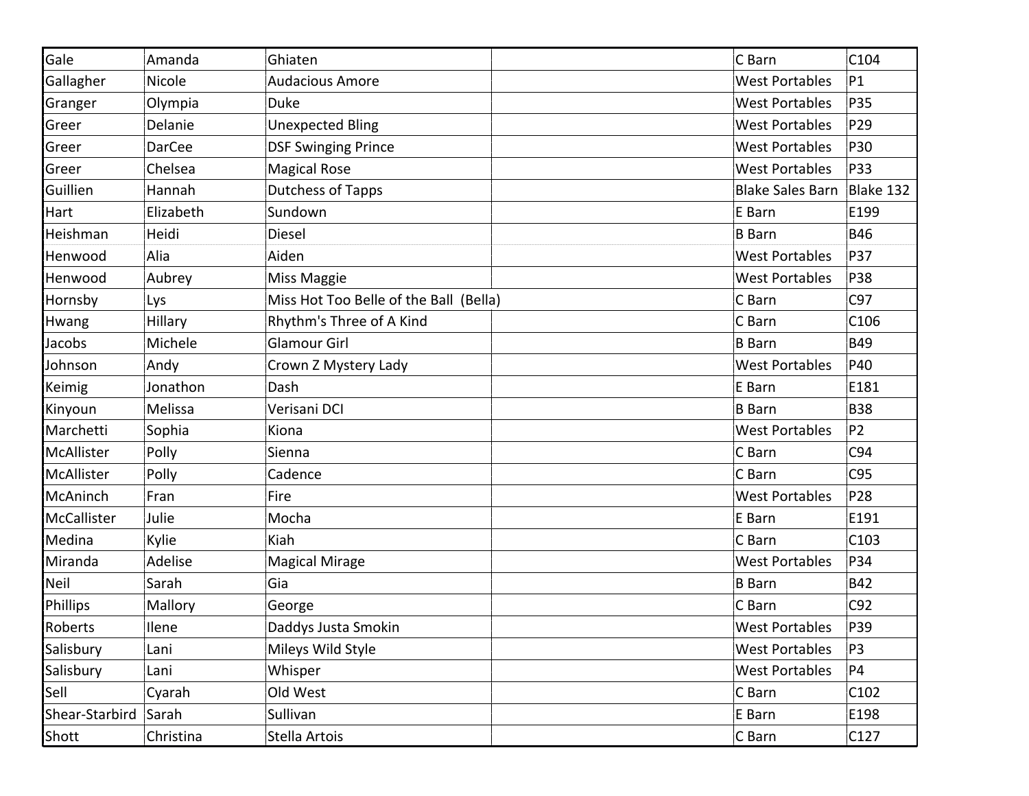| | | | | | |
|---|---|---|---|---|---|
| Gale | Amanda | Ghiaten | | C Barn | C104 |
| Gallagher | Nicole | Audacious Amore | | West Portables | P1 |
| Granger | Olympia | Duke | | West Portables | P35 |
| Greer | Delanie | Unexpected Bling | | West Portables | P29 |
| Greer | DarCee | DSF Swinging Prince | | West Portables | P30 |
| Greer | Chelsea | Magical Rose | | West Portables | P33 |
| Guillien | Hannah | Dutchess of Tapps | | Blake Sales Barn | Blake 132 |
| Hart | Elizabeth | Sundown | | E Barn | E199 |
| Heishman | Heidi | Diesel | | B Barn | B46 |
| Henwood | Alia | Aiden | | West Portables | P37 |
| Henwood | Aubrey | Miss Maggie | | West Portables | P38 |
| Hornsby | Lys | Miss Hot Too Belle of the Ball (Bella) | | C Barn | C97 |
| Hwang | Hillary | Rhythm's Three of A Kind | | C Barn | C106 |
| Jacobs | Michele | Glamour Girl | | B Barn | B49 |
| Johnson | Andy | Crown Z Mystery Lady | | West Portables | P40 |
| Keimig | Jonathon | Dash | | E Barn | E181 |
| Kinyoun | Melissa | Verisani DCI | | B Barn | B38 |
| Marchetti | Sophia | Kiona | | West Portables | P2 |
| McAllister | Polly | Sienna | | C Barn | C94 |
| McAllister | Polly | Cadence | | C Barn | C95 |
| McAninch | Fran | Fire | | West Portables | P28 |
| McCallister | Julie | Mocha | | E Barn | E191 |
| Medina | Kylie | Kiah | | C Barn | C103 |
| Miranda | Adelise | Magical Mirage | | West Portables | P34 |
| Neil | Sarah | Gia | | B Barn | B42 |
| Phillips | Mallory | George | | C Barn | C92 |
| Roberts | Ilene | Daddys Justa Smokin | | West Portables | P39 |
| Salisbury | Lani | Mileys Wild Style | | West Portables | P3 |
| Salisbury | Lani | Whisper | | West Portables | P4 |
| Sell | Cyarah | Old West | | C Barn | C102 |
| Shear-Starbird | Sarah | Sullivan | | E Barn | E198 |
| Shott | Christina | Stella Artois | | C Barn | C127 |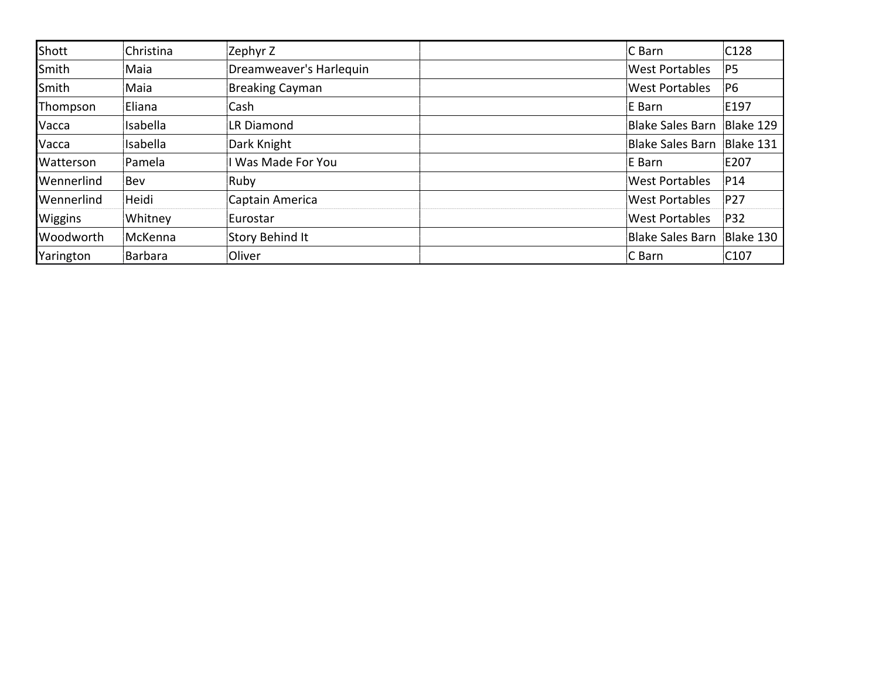| | | | | | |
|---|---|---|---|---|---|
| Shott | Christina | Zephyr Z | | C Barn | C128 |
| Smith | Maia | Dreamweaver's Harlequin | | West Portables | P5 |
| Smith | Maia | Breaking Cayman | | West Portables | P6 |
| Thompson | Eliana | Cash | | E Barn | E197 |
| Vacca | Isabella | LR Diamond | | Blake Sales Barn | Blake 129 |
| Vacca | Isabella | Dark Knight | | Blake Sales Barn | Blake 131 |
| Watterson | Pamela | I Was Made For You | | E Barn | E207 |
| Wennerlind | Bev | Ruby | | West Portables | P14 |
| Wennerlind | Heidi | Captain America | | West Portables | P27 |
| Wiggins | Whitney | Eurostar | | West Portables | P32 |
| Woodworth | McKenna | Story Behind It | | Blake Sales Barn | Blake 130 |
| Yarington | Barbara | Oliver | | C Barn | C107 |